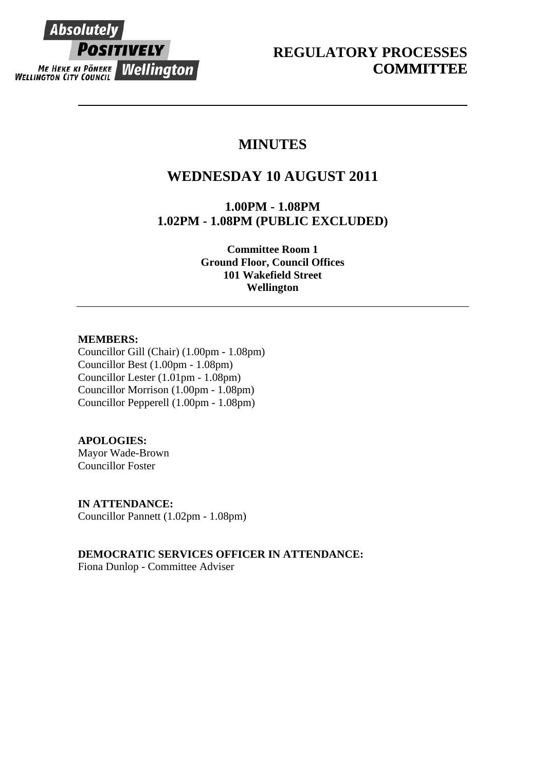Absolutely POSITIVELY Wellington
ME HEKE KI PŌNEKE
WELLINGTON CITY COUNCIL

# REGULATORY PROCESSES COMMITTEE

---

# MINUTES

## WEDNESDAY 10 AUGUST 2011

### 1.00PM - 1.08PM
### 1.02PM - 1.08PM (PUBLIC EXCLUDED)

**Committee Room 1**
**Ground Floor, Council Offices**
**101 Wakefield Street**
**Wellington**

---

**MEMBERS:**
Councillor Gill (Chair) (1.00pm - 1.08pm)
Councillor Best (1.00pm - 1.08pm)
Councillor Lester (1.01pm - 1.08pm)
Councillor Morrison (1.00pm - 1.08pm)
Councillor Pepperell (1.00pm - 1.08pm)

**APOLOGIES:**
Mayor Wade-Brown
Councillor Foster

**IN ATTENDANCE:**
Councillor Pannett (1.02pm - 1.08pm)

**DEMOCRATIC SERVICES OFFICER IN ATTENDANCE:**
Fiona Dunlop - Committee Adviser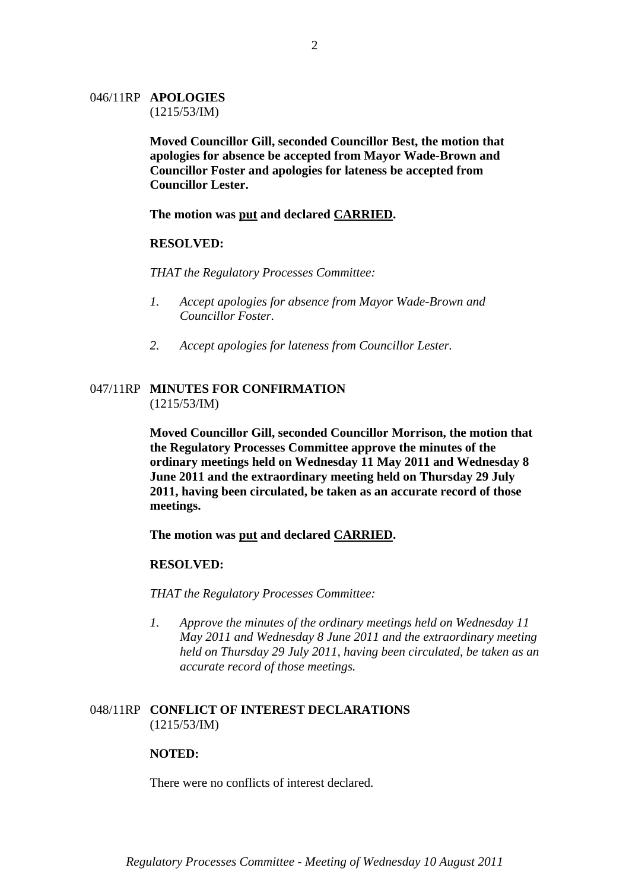046/11RP **APOLOGIES**
(1215/53/IM)

**Moved Councillor Gill, seconded Councillor Best, the motion that apologies for absence be accepted from Mayor Wade-Brown and Councillor Foster and apologies for lateness be accepted from Councillor Lester.**

**The motion was <u>put</u> and declared <u>CARRIED</u>.**

**RESOLVED:**

*THAT the Regulatory Processes Committee:*

1. *Accept apologies for absence from Mayor Wade-Brown and Councillor Foster.*
2. *Accept apologies for lateness from Councillor Lester.*

047/11RP **MINUTES FOR CONFIRMATION**
(1215/53/IM)

**Moved Councillor Gill, seconded Councillor Morrison, the motion that the Regulatory Processes Committee approve the minutes of the ordinary meetings held on Wednesday 11 May 2011 and Wednesday 8 June 2011 and the extraordinary meeting held on Thursday 29 July 2011, having been circulated, be taken as an accurate record of those meetings.**

**The motion was <u>put</u> and declared <u>CARRIED</u>.**

**RESOLVED:**

*THAT the Regulatory Processes Committee:*

1. *Approve the minutes of the ordinary meetings held on Wednesday 11 May 2011 and Wednesday 8 June 2011 and the extraordinary meeting held on Thursday 29 July 2011, having been circulated, be taken as an accurate record of those meetings.*

048/11RP **CONFLICT OF INTEREST DECLARATIONS**
(1215/53/IM)

**NOTED:**

There were no conflicts of interest declared.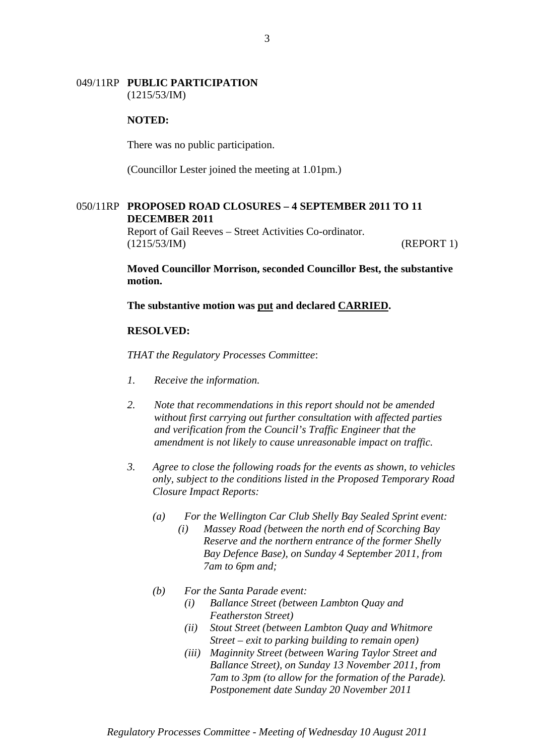049/11RP **PUBLIC PARTICIPATION**
(1215/53/IM)

**NOTED:**

There was no public participation.

(Councillor Lester joined the meeting at 1.01pm.)

050/11RP **PROPOSED ROAD CLOSURES – 4 SEPTEMBER 2011 TO 11 DECEMBER 2011**
Report of Gail Reeves – Street Activities Co-ordinator.
(1215/53/IM) (REPORT 1)

**Moved Councillor Morrison, seconded Councillor Best, the substantive motion.**

**The substantive motion was <u>put</u> and declared <u>CARRIED</u>.**

**RESOLVED:**

*THAT the Regulatory Processes Committee*:

1. *Receive the information.*

2. *Note that recommendations in this report should not be amended without first carrying out further consultation with affected parties and verification from the Council's Traffic Engineer that the amendment is not likely to cause unreasonable impact on traffic.*

3. *Agree to close the following roads for the events as shown, to vehicles only, subject to the conditions listed in the Proposed Temporary Road Closure Impact Reports:*

   (a) *For the Wellington Car Club Shelly Bay Sealed Sprint event:*
      (i) *Massey Road (between the north end of Scorching Bay Reserve and the northern entrance of the former Shelly Bay Defence Base), on Sunday 4 September 2011, from 7am to 6pm and;*

   (b) *For the Santa Parade event:*
      (i) *Ballance Street (between Lambton Quay and Featherston Street)*
      (ii) *Stout Street (between Lambton Quay and Whitmore Street – exit to parking building to remain open)*
      (iii) *Maginnity Street (between Waring Taylor Street and Ballance Street), on Sunday 13 November 2011, from 7am to 3pm (to allow for the formation of the Parade). Postponement date Sunday 20 November 2011*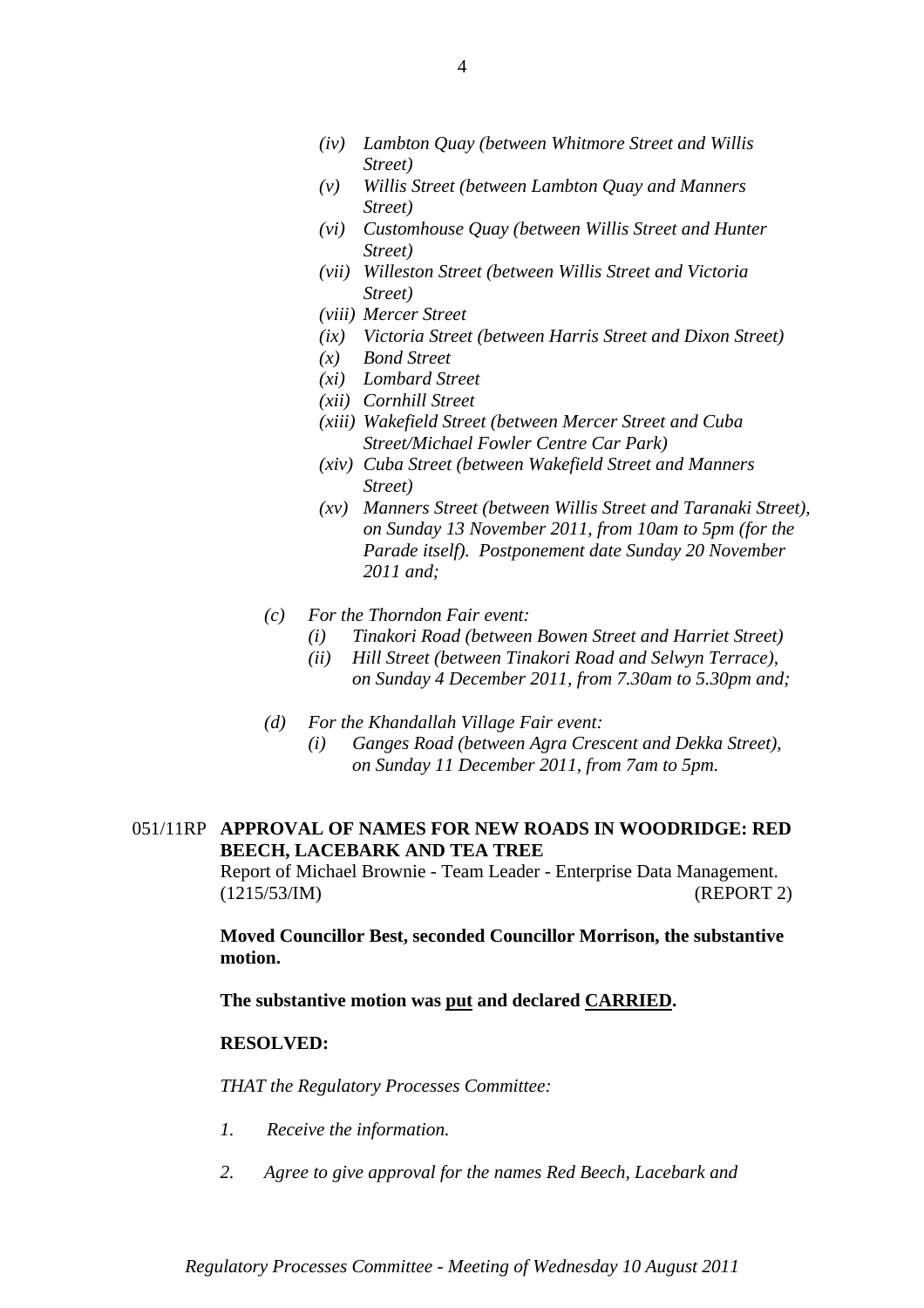*(iv) Lambton Quay (between Whitmore Street and Willis Street)*
*(v) Willis Street (between Lambton Quay and Manners Street)*
*(vi) Customhouse Quay (between Willis Street and Hunter Street)*
*(vii) Willeston Street (between Willis Street and Victoria Street)*
*(viii) Mercer Street*
*(ix) Victoria Street (between Harris Street and Dixon Street)*
*(x) Bond Street*
*(xi) Lombard Street*
*(xii) Cornhill Street*
*(xiii) Wakefield Street (between Mercer Street and Cuba Street/Michael Fowler Centre Car Park)*
*(xiv) Cuba Street (between Wakefield Street and Manners Street)*
*(xv) Manners Street (between Willis Street and Taranaki Street), on Sunday 13 November 2011, from 10am to 5pm (for the Parade itself). Postponement date Sunday 20 November 2011 and;*

*(c) For the Thorndon Fair event:*
*(i) Tinakori Road (between Bowen Street and Harriet Street)*
*(ii) Hill Street (between Tinakori Road and Selwyn Terrace), on Sunday 4 December 2011, from 7.30am to 5.30pm and;*

*(d) For the Khandallah Village Fair event:*
*(i) Ganges Road (between Agra Crescent and Dekka Street), on Sunday 11 December 2011, from 7am to 5pm.*

051/11RP **APPROVAL OF NAMES FOR NEW ROADS IN WOODRIDGE: RED BEECH, LACEBARK AND TEA TREE**

Report of Michael Brownie - Team Leader - Enterprise Data Management.
(1215/53/IM) (REPORT 2)

**Moved Councillor Best, seconded Councillor Morrison, the substantive motion.**

**The substantive motion was put and declared CARRIED.**

**RESOLVED:**

*THAT the Regulatory Processes Committee:*

*1. Receive the information.*

*2. Agree to give approval for the names Red Beech, Lacebark and*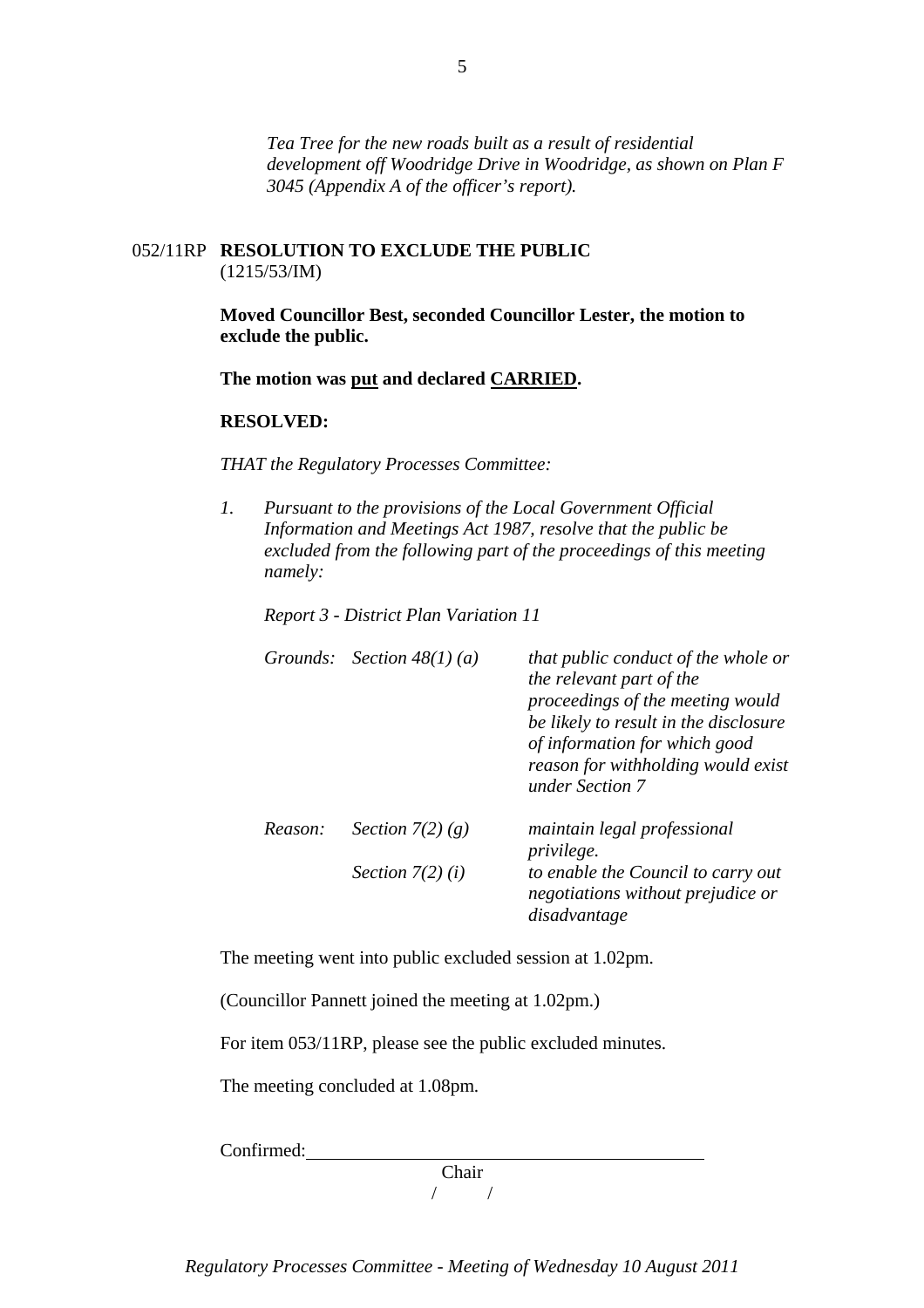*Tea Tree for the new roads built as a result of residential development off Woodridge Drive in Woodridge, as shown on Plan F 3045 (Appendix A of the officer's report).*

052/11RP **RESOLUTION TO EXCLUDE THE PUBLIC**
(1215/53/IM)

**Moved Councillor Best, seconded Councillor Lester, the motion to exclude the public.**

**The motion was put and declared CARRIED.**

**RESOLVED:**

*THAT the Regulatory Processes Committee:*

*1. Pursuant to the provisions of the Local Government Official Information and Meetings Act 1987, resolve that the public be excluded from the following part of the proceedings of this meeting namely:*

*Report 3 - District Plan Variation 11*

| | | |
|---|---|---|
| *Grounds:* | *Section 48(1) (a)* | *that public conduct of the whole or the relevant part of the proceedings of the meeting would be likely to result in the disclosure of information for which good reason for withholding would exist under Section 7* |
| *Reason:* | *Section 7(2) (g)* | *maintain legal professional privilege.* |
| | *Section 7(2) (i)* | *to enable the Council to carry out negotiations without prejudice or disadvantage* |

The meeting went into public excluded session at 1.02pm.

(Councillor Pannett joined the meeting at 1.02pm.)

For item 053/11RP, please see the public excluded minutes.

The meeting concluded at 1.08pm.

Confirmed: ______________________________

Chair

/ /

*Regulatory Processes Committee - Meeting of Wednesday 10 August 2011*